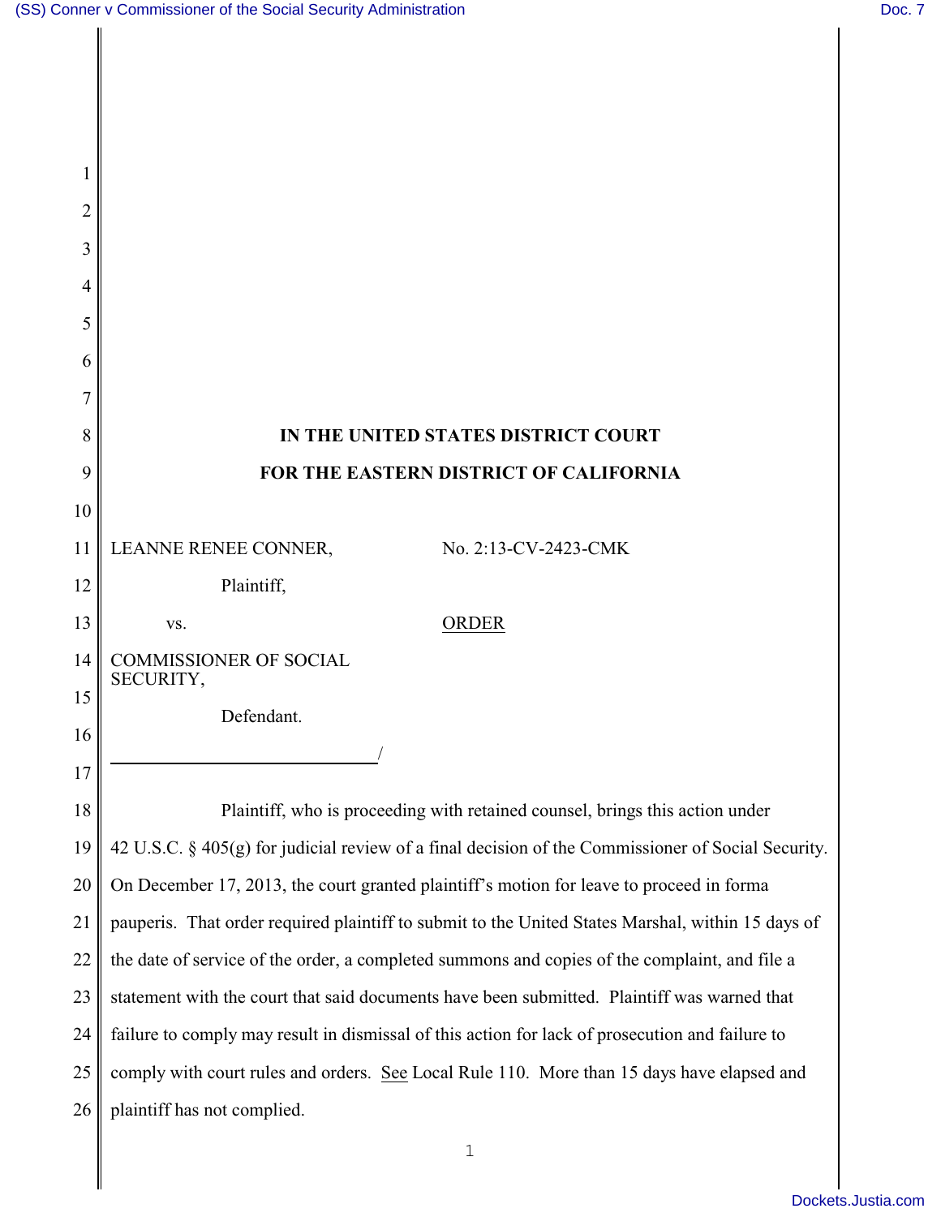**IN THE UNITED STATES DISTRICT COURT**

**FOR THE EASTERN DISTRICT OF CALIFORNIA**

LEANNE RENEE CONNER,

Plaintiff,

vs.

COMMISSIONER OF SOCIAL SECURITY,

Defendant.

No. 2:13-CV-2423-CMK

ORDER

Plaintiff, who is proceeding with retained counsel, brings this action under 42 U.S.C. § 405(g) for judicial review of a final decision of the Commissioner of Social Security. On December 17, 2013, the court granted plaintiff's motion for leave to proceed in forma pauperis. That order required plaintiff to submit to the United States Marshal, within 15 days of the date of service of the order, a completed summons and copies of the complaint, and file a statement with the court that said documents have been submitted. Plaintiff was warned that failure to comply may result in dismissal of this action for lack of prosecution and failure to comply with court rules and orders. See Local Rule 110. More than 15 days have elapsed and plaintiff has not complied.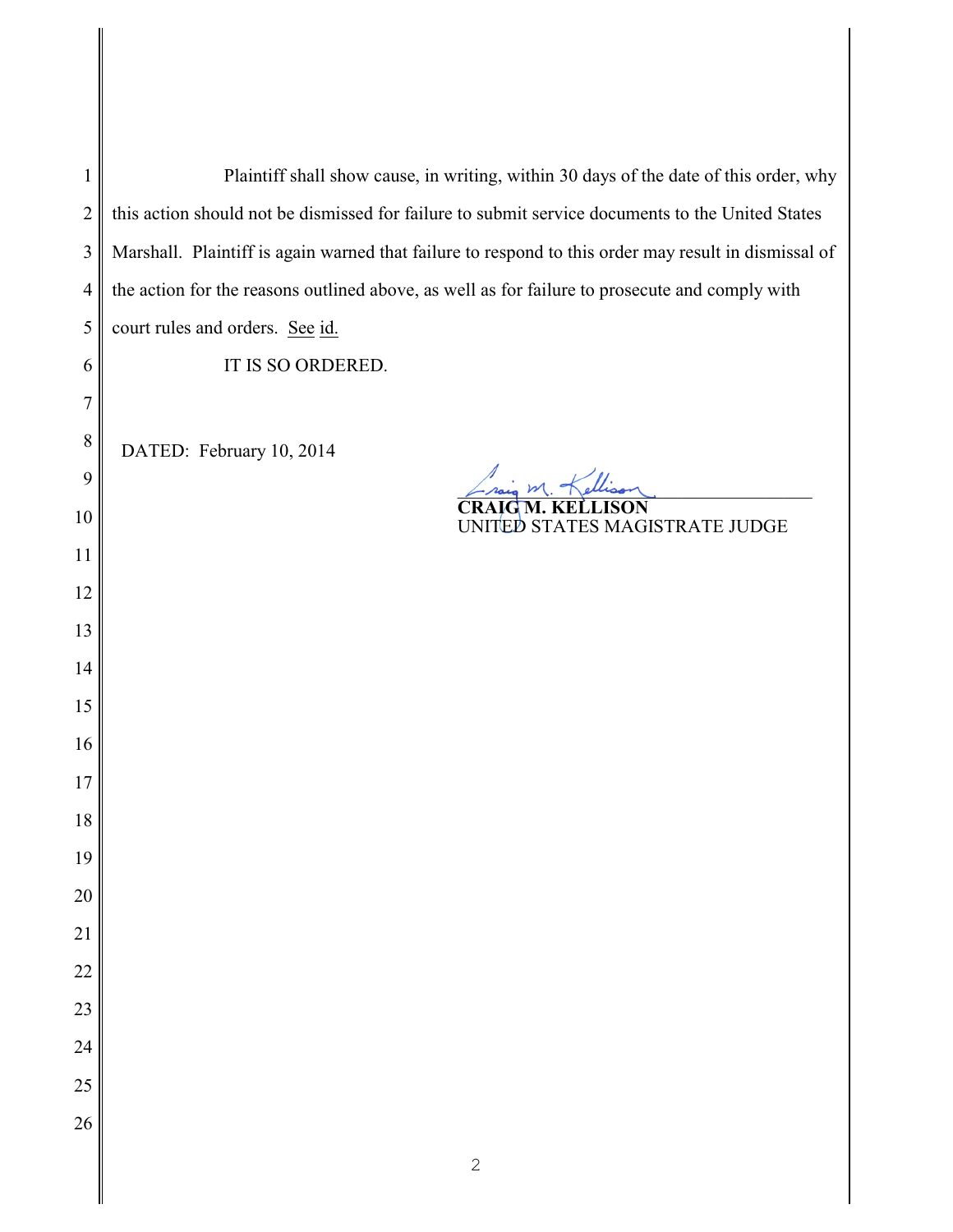Plaintiff shall show cause, in writing, within 30 days of the date of this order, why this action should not be dismissed for failure to submit service documents to the United States Marshall. Plaintiff is again warned that failure to respond to this order may result in dismissal of the action for the reasons outlined above, as well as for failure to prosecute and comply with court rules and orders. See id.

IT IS SO ORDERED.

DATED: February 10, 2014

**CRAIG M. KELLISON**
UNITED STATES MAGISTRATE JUDGE